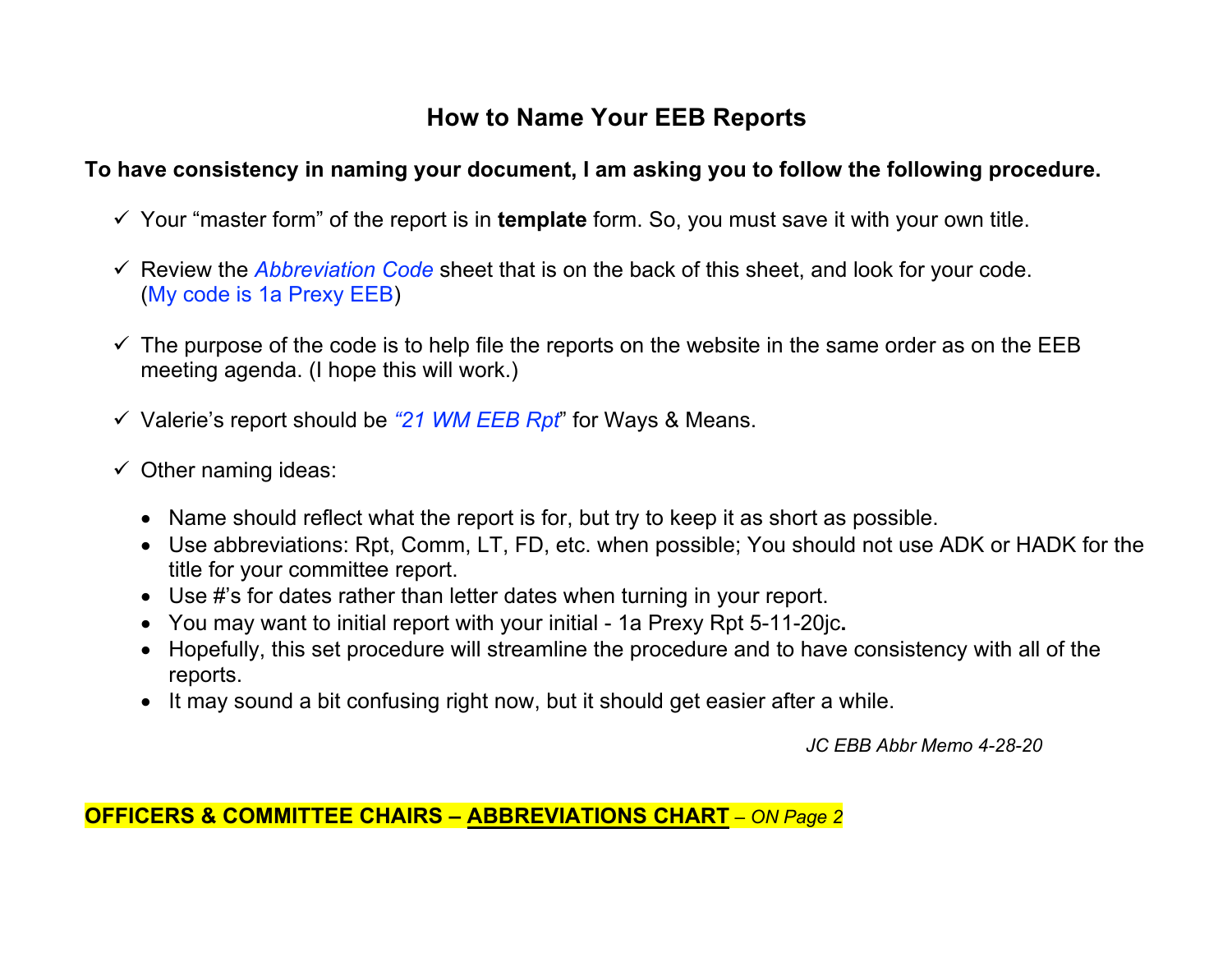# How to Name Your EEB Reports

**To have consistency in naming your document, I am asking you to follow the following procedure.**

- ✓ Your "master form" of the report is in **template** form. So, you must save it with your own title.
- ✓ Review the *Abbreviation Code* sheet that is on the back of this sheet, and look for your code. (My code is 1a Prexy EEB)
- ✓ The purpose of the code is to help file the reports on the website in the same order as on the EEB meeting agenda. (I hope this will work.)
- ✓ Valerie's report should be *"21 WM EEB Rpt*" for Ways & Means.
- ✓ Other naming ideas:
  - Name should reflect what the report is for, but try to keep it as short as possible.
  - Use abbreviations: Rpt, Comm, LT, FD, etc. when possible; You should not use ADK or HADK for the title for your committee report.
  - Use #'s for dates rather than letter dates when turning in your report.
  - You may want to initial report with your initial - 1a Prexy Rpt 5-11-20jc**.**
  - Hopefully, this set procedure will streamline the procedure and to have consistency with all of the reports.
  - It may sound a bit confusing right now, but it should get easier after a while.

*JC EBB Abbr Memo 4-28-20*

**OFFICERS & COMMITTEE CHAIRS – <u>ABBREVIATIONS CHART</u>** *– ON Page 2*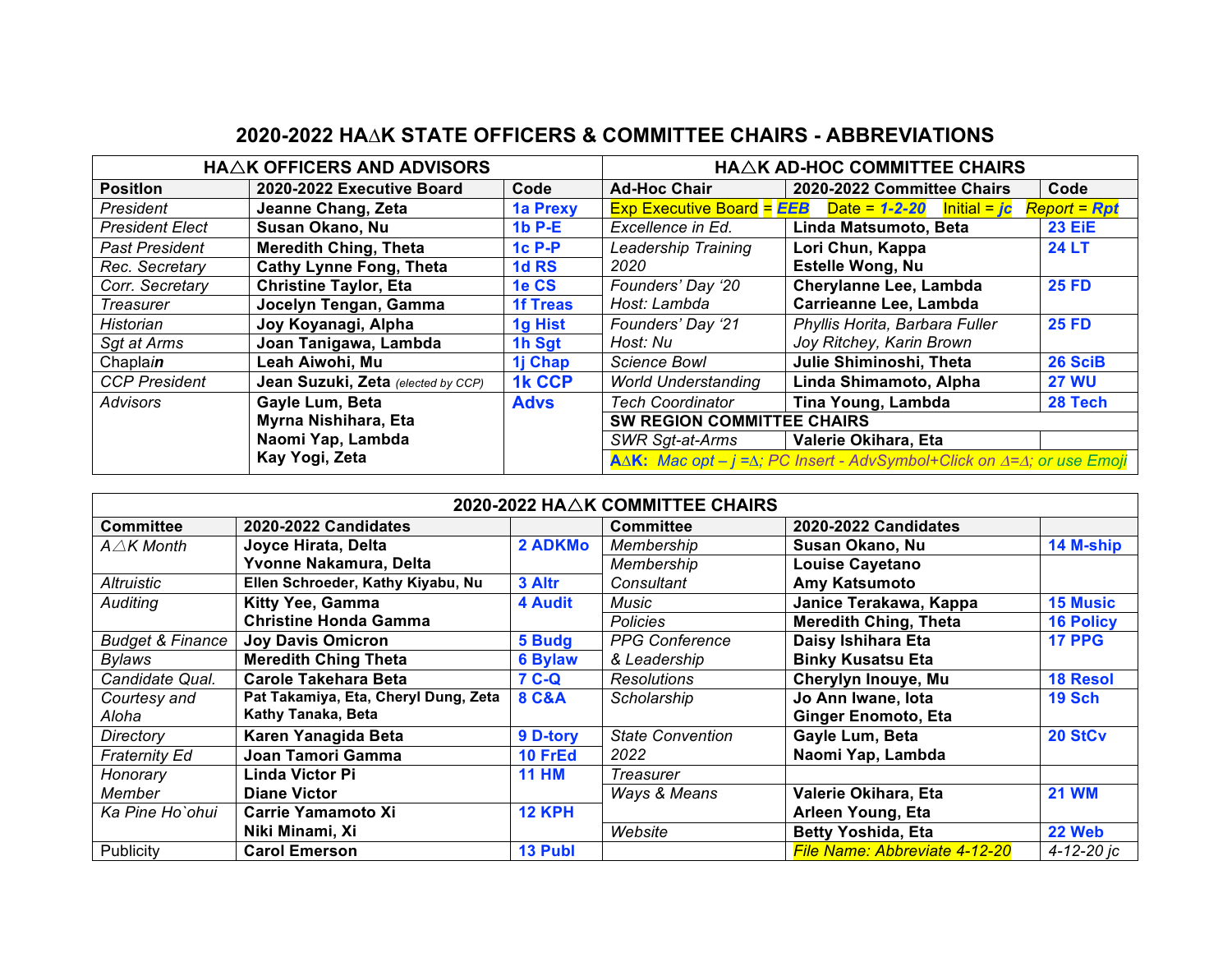# 2020-2022 HA△K STATE OFFICERS & COMMITTEE CHAIRS - ABBREVIATIONS

| HA△K OFFICERS AND ADVISORS | | | HA△K AD-HOC COMMITTEE CHAIRS | | |
|---|---|---|---|---|---|
| **Position** | **2020-2022 Executive Board** | **Code** | **Ad-Hoc Chair** | **2020-2022 Committee Chairs** | **Code** |
| *President* | **Jeanne Chang, Zeta** | **1a Prexy** | Exp Executive Board = ***EEB*** Date = ***1-2-20*** Initial = ***jc*** *Report* = ***Rpt*** | | |
| *President Elect* | **Susan Okano, Nu** | **1b P-E** | *Excellence in Ed.* | **Linda Matsumoto, Beta** | **23 EiE** |
| *Past President* | **Meredith Ching, Theta** | **1c P-P** | *Leadership Training 2020* | **Lori Chun, Kappa**<br>**Estelle Wong, Nu** | **24 LT** |
| *Rec. Secretary* | **Cathy Lynne Fong, Theta** | **1d RS** | | | |
| *Corr. Secretary* | **Christine Taylor, Eta** | **1e CS** | *Founders' Day '20 Host: Lambda* | **Cherylanne Lee, Lambda**<br>**Carrieanne Lee, Lambda** | **25 FD** |
| *Treasurer* | **Jocelyn Tengan, Gamma** | **1f Treas** | | | |
| *Historian* | **Joy Koyanagi, Alpha** | **1g Hist** | *Founders' Day '21 Host: Nu* | *Phyllis Horita, Barbara Fuller*<br>*Joy Ritchey, Karin Brown* | **25 FD** |
| *Sgt at Arms* | **Joan Tanigawa, Lambda** | **1h Sgt** | | | |
| Chaplai***n*** | **Leah Aiwohi, Mu** | **1j Chap** | *Science Bowl* | **Julie Shiminoshi, Theta** | **26 SciB** |
| *CCP President* | **Jean Suzuki, Zeta** *(elected by CCP)* | **1k CCP** | *World Understanding* | **Linda Shimamoto, Alpha** | **27 WU** |
| *Advisors* | **Gayle Lum, Beta**<br>**Myrna Nishihara, Eta**<br>**Naomi Yap, Lambda**<br>**Kay Yogi, Zeta** | **Advs** | *Tech Coordinator* | **Tina Young, Lambda** | **28 Tech** |
| | | | **SW REGION COMMITTEE CHAIRS** | | |
| | | | *SWR Sgt-at-Arms* | **Valerie Okihara, Eta** | |
| | | | **A∆K:** *Mac opt – j =∆; PC Insert - AdvSymbol+Click on ∆=∆; or use Emoji* | | |

| 2020-2022 HA△K COMMITTEE CHAIRS | | | | | |
|---|---|---|---|---|---|
| **Committee** | **2020-2022 Candidates** | | **Committee** | **2020-2022 Candidates** | |
| *A△K Month* | **Joyce Hirata, Delta**<br>**Yvonne Nakamura, Delta** | **2 ADKMo** | *Membership* | **Susan Okano, Nu** | **14 M-ship** |
| *Altruistic* | **Ellen Schroeder, Kathy Kiyabu, Nu** | **3 Altr** | *Membership Consultant* | **Louise Cayetano**<br>**Amy Katsumoto** | |
| *Auditing* | **Kitty Yee, Gamma**<br>**Christine Honda Gamma** | **4 Audit** | *Music* | **Janice Terakawa, Kappa** | **15 Music** |
| | | | *Policies* | **Meredith Ching, Theta** | **16 Policy** |
| *Budget & Finance* | **Joy Davis Omicron** | **5 Budg** | *PPG Conference & Leadership* | **Daisy Ishihara Eta**<br>**Binky Kusatsu Eta** | **17 PPG** |
| *Bylaws* | **Meredith Ching Theta** | **6 Bylaw** | | | |
| *Candidate Qual.* | **Carole Takehara Beta** | **7 C-Q** | *Resolutions* | **Cherylyn Inouye, Mu** | **18 Resol** |
| *Courtesy and Aloha* | **Pat Takamiya, Eta, Cheryl Dung, Zeta**<br>**Kathy Tanaka, Beta** | **8 C&A** | *Scholarship* | **Jo Ann Iwane, Iota**<br>**Ginger Enomoto, Eta** | **19 Sch** |
| *Directory* | **Karen Yanagida Beta** | **9 D-tory** | *State Convention 2022* | **Gayle Lum, Beta**<br>**Naomi Yap, Lambda** | **20 StCv** |
| *Fraternity Ed* | **Joan Tamori Gamma** | **10 FrEd** | | | |
| *Honorary Member* | **Linda Victor Pi**<br>**Diane Victor** | **11 HM** | *Treasurer* | | |
| | | | *Ways & Means* | **Valerie Okihara, Eta**<br>**Arleen Young, Eta** | **21 WM** |
| *Ka Pine Ho`ohui* | **Carrie Yamamoto Xi**<br>**Niki Minami, Xi** | **12 KPH** | | | |
| | | | *Website* | **Betty Yoshida, Eta** | **22 Web** |
| Publicity | **Carol Emerson** | **13 Publ** | | *File Name: Abbreviate 4-12-20* | *4-12-20 jc* |